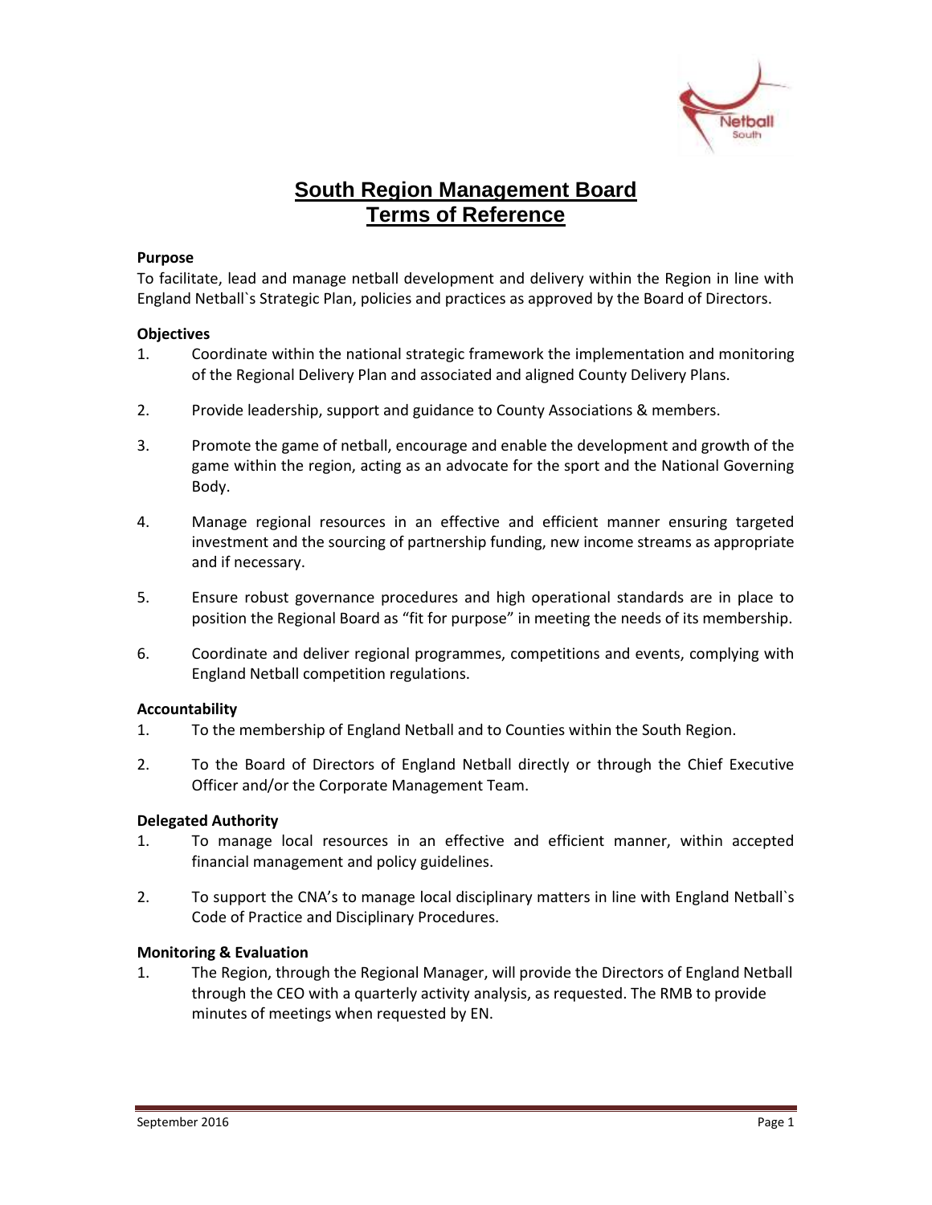# South Region Management Board
# Terms of Reference

**Purpose**

To facilitate, lead and manage netball development and delivery within the Region in line with England Netball`s Strategic Plan, policies and practices as approved by the Board of Directors.

**Objectives**

1. Coordinate within the national strategic framework the implementation and monitoring of the Regional Delivery Plan and associated and aligned County Delivery Plans.

2. Provide leadership, support and guidance to County Associations & members.

3. Promote the game of netball, encourage and enable the development and growth of the game within the region, acting as an advocate for the sport and the National Governing Body.

4. Manage regional resources in an effective and efficient manner ensuring targeted investment and the sourcing of partnership funding, new income streams as appropriate and if necessary.

5. Ensure robust governance procedures and high operational standards are in place to position the Regional Board as "fit for purpose" in meeting the needs of its membership.

6. Coordinate and deliver regional programmes, competitions and events, complying with England Netball competition regulations.

**Accountability**

1. To the membership of England Netball and to Counties within the South Region.

2. To the Board of Directors of England Netball directly or through the Chief Executive Officer and/or the Corporate Management Team.

**Delegated Authority**

1. To manage local resources in an effective and efficient manner, within accepted financial management and policy guidelines.

2. To support the CNA's to manage local disciplinary matters in line with England Netball`s Code of Practice and Disciplinary Procedures.

**Monitoring & Evaluation**

1. The Region, through the Regional Manager, will provide the Directors of England Netball through the CEO with a quarterly activity analysis, as requested. The RMB to provide minutes of meetings when requested by EN.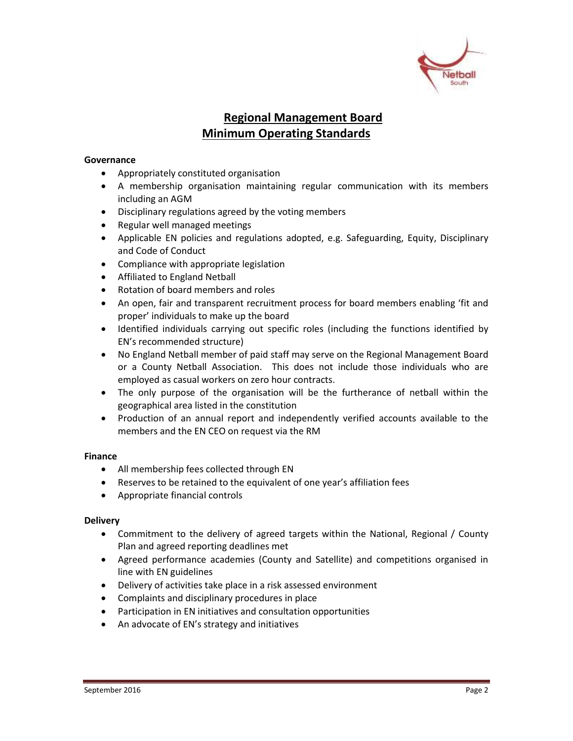# Regional Management Board
# Minimum Operating Standards

**Governance**

- Appropriately constituted organisation
- A membership organisation maintaining regular communication with its members including an AGM
- Disciplinary regulations agreed by the voting members
- Regular well managed meetings
- Applicable EN policies and regulations adopted, e.g. Safeguarding, Equity, Disciplinary and Code of Conduct
- Compliance with appropriate legislation
- Affiliated to England Netball
- Rotation of board members and roles
- An open, fair and transparent recruitment process for board members enabling 'fit and proper' individuals to make up the board
- Identified individuals carrying out specific roles (including the functions identified by EN's recommended structure)
- No England Netball member of paid staff may serve on the Regional Management Board or a County Netball Association. This does not include those individuals who are employed as casual workers on zero hour contracts.
- The only purpose of the organisation will be the furtherance of netball within the geographical area listed in the constitution
- Production of an annual report and independently verified accounts available to the members and the EN CEO on request via the RM

**Finance**

- All membership fees collected through EN
- Reserves to be retained to the equivalent of one year's affiliation fees
- Appropriate financial controls

**Delivery**

- Commitment to the delivery of agreed targets within the National, Regional / County Plan and agreed reporting deadlines met
- Agreed performance academies (County and Satellite) and competitions organised in line with EN guidelines
- Delivery of activities take place in a risk assessed environment
- Complaints and disciplinary procedures in place
- Participation in EN initiatives and consultation opportunities
- An advocate of EN's strategy and initiatives